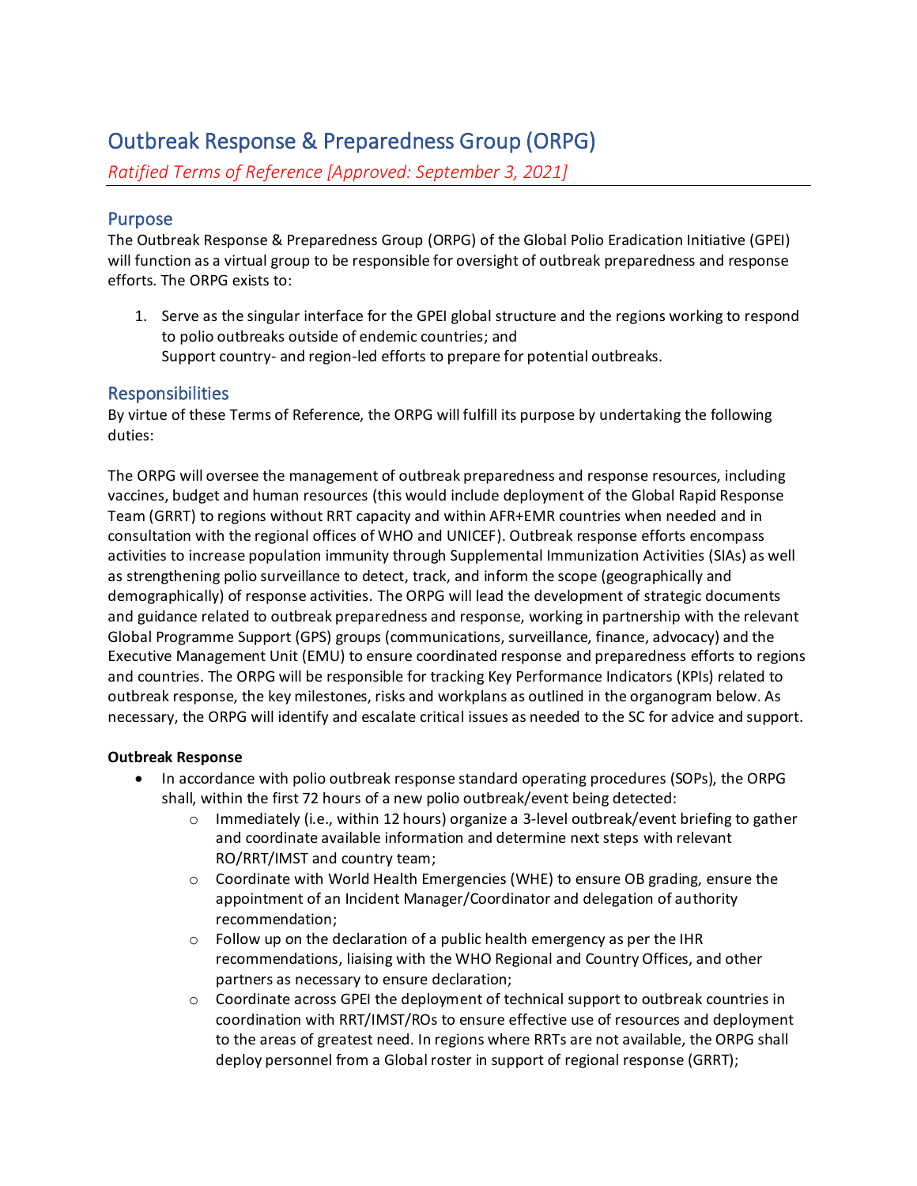# Outbreak Response & Preparedness Group (ORPG)

*Ratified Terms of Reference [Approved: September 3, 2021]*

## Purpose

The Outbreak Response & Preparedness Group (ORPG) of the Global Polio Eradication Initiative (GPEI) will function as a virtual group to be responsible for oversight of outbreak preparedness and response efforts. The ORPG exists to:

1. Serve as the singular interface for the GPEI global structure and the regions working to respond to polio outbreaks outside of endemic countries; and
   Support country- and region-led efforts to prepare for potential outbreaks.

## Responsibilities

By virtue of these Terms of Reference, the ORPG will fulfill its purpose by undertaking the following duties:

The ORPG will oversee the management of outbreak preparedness and response resources, including vaccines, budget and human resources (this would include deployment of the Global Rapid Response Team (GRRT) to regions without RRT capacity and within AFR+EMR countries when needed and in consultation with the regional offices of WHO and UNICEF). Outbreak response efforts encompass activities to increase population immunity through Supplemental Immunization Activities (SIAs) as well as strengthening polio surveillance to detect, track, and inform the scope (geographically and demographically) of response activities. The ORPG will lead the development of strategic documents and guidance related to outbreak preparedness and response, working in partnership with the relevant Global Programme Support (GPS) groups (communications, surveillance, finance, advocacy) and the Executive Management Unit (EMU) to ensure coordinated response and preparedness efforts to regions and countries. The ORPG will be responsible for tracking Key Performance Indicators (KPIs) related to outbreak response, the key milestones, risks and workplans as outlined in the organogram below. As necessary, the ORPG will identify and escalate critical issues as needed to the SC for advice and support.

**Outbreak Response**

- In accordance with polio outbreak response standard operating procedures (SOPs), the ORPG shall, within the first 72 hours of a new polio outbreak/event being detected:
    - Immediately (i.e., within 12 hours) organize a 3-level outbreak/event briefing to gather and coordinate available information and determine next steps with relevant RO/RRT/IMST and country team;
    - Coordinate with World Health Emergencies (WHE) to ensure OB grading, ensure the appointment of an Incident Manager/Coordinator and delegation of authority recommendation;
    - Follow up on the declaration of a public health emergency as per the IHR recommendations, liaising with the WHO Regional and Country Offices, and other partners as necessary to ensure declaration;
    - Coordinate across GPEI the deployment of technical support to outbreak countries in coordination with RRT/IMST/ROs to ensure effective use of resources and deployment to the areas of greatest need. In regions where RRTs are not available, the ORPG shall deploy personnel from a Global roster in support of regional response (GRRT);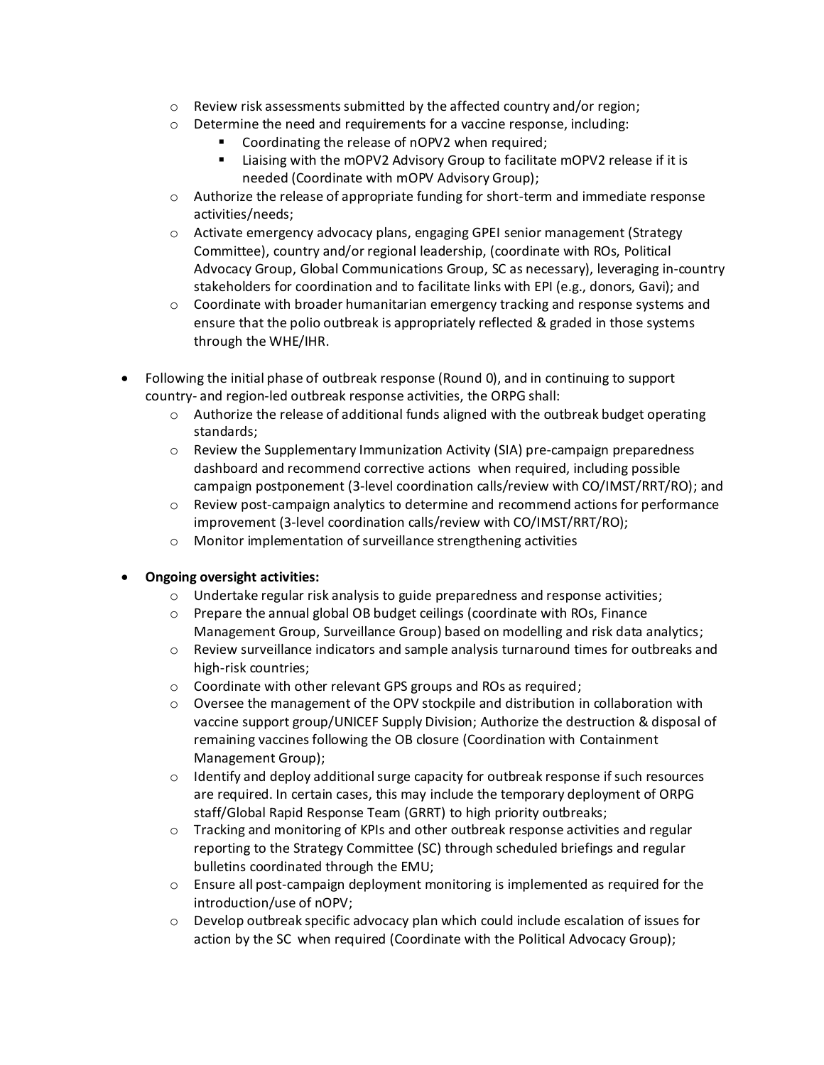- Review risk assessments submitted by the affected country and/or region;
    - Determine the need and requirements for a vaccine response, including:
        - Coordinating the release of nOPV2 when required;
        - Liaising with the mOPV2 Advisory Group to facilitate mOPV2 release if it is needed (Coordinate with mOPV Advisory Group);
    - Authorize the release of appropriate funding for short-term and immediate response activities/needs;
    - Activate emergency advocacy plans, engaging GPEI senior management (Strategy Committee), country and/or regional leadership, (coordinate with ROs, Political Advocacy Group, Global Communications Group, SC as necessary), leveraging in-country stakeholders for coordination and to facilitate links with EPI (e.g., donors, Gavi); and
    - Coordinate with broader humanitarian emergency tracking and response systems and ensure that the polio outbreak is appropriately reflected & graded in those systems through the WHE/IHR.

- Following the initial phase of outbreak response (Round 0), and in continuing to support country- and region-led outbreak response activities, the ORPG shall:
    - Authorize the release of additional funds aligned with the outbreak budget operating standards;
    - Review the Supplementary Immunization Activity (SIA) pre-campaign preparedness dashboard and recommend corrective actions when required, including possible campaign postponement (3-level coordination calls/review with CO/IMST/RRT/RO); and
    - Review post-campaign analytics to determine and recommend actions for performance improvement (3-level coordination calls/review with CO/IMST/RRT/RO);
    - Monitor implementation of surveillance strengthening activities

- **Ongoing oversight activities:**
    - Undertake regular risk analysis to guide preparedness and response activities;
    - Prepare the annual global OB budget ceilings (coordinate with ROs, Finance Management Group, Surveillance Group) based on modelling and risk data analytics;
    - Review surveillance indicators and sample analysis turnaround times for outbreaks and high-risk countries;
    - Coordinate with other relevant GPS groups and ROs as required;
    - Oversee the management of the OPV stockpile and distribution in collaboration with vaccine support group/UNICEF Supply Division; Authorize the destruction & disposal of remaining vaccines following the OB closure (Coordination with Containment Management Group);
    - Identify and deploy additional surge capacity for outbreak response if such resources are required. In certain cases, this may include the temporary deployment of ORPG staff/Global Rapid Response Team (GRRT) to high priority outbreaks;
    - Tracking and monitoring of KPIs and other outbreak response activities and regular reporting to the Strategy Committee (SC) through scheduled briefings and regular bulletins coordinated through the EMU;
    - Ensure all post-campaign deployment monitoring is implemented as required for the introduction/use of nOPV;
    - Develop outbreak specific advocacy plan which could include escalation of issues for action by the SC when required (Coordinate with the Political Advocacy Group);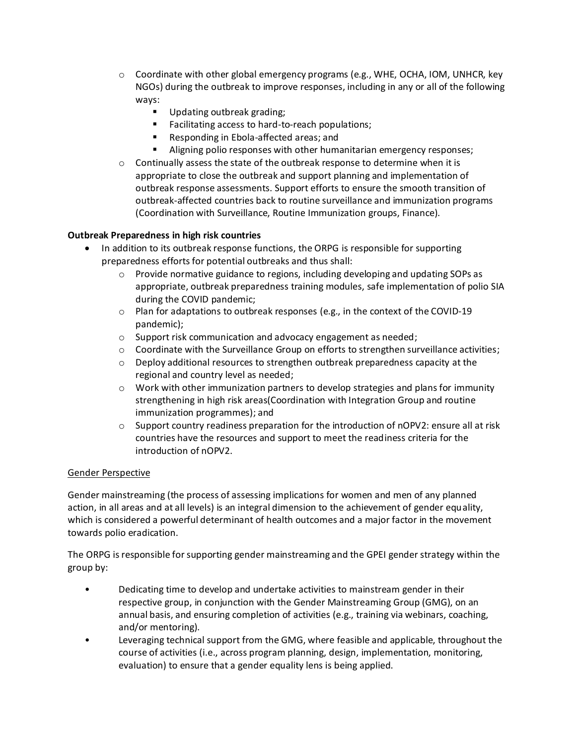- Coordinate with other global emergency programs (e.g., WHE, OCHA, IOM, UNHCR, key NGOs) during the outbreak to improve responses, including in any or all of the following ways:
  - Updating outbreak grading;
  - Facilitating access to hard-to-reach populations;
  - Responding in Ebola-affected areas; and
  - Aligning polio responses with other humanitarian emergency responses;
- Continually assess the state of the outbreak response to determine when it is appropriate to close the outbreak and support planning and implementation of outbreak response assessments. Support efforts to ensure the smooth transition of outbreak-affected countries back to routine surveillance and immunization programs (Coordination with Surveillance, Routine Immunization groups, Finance).

**Outbreak Preparedness in high risk countries**

- In addition to its outbreak response functions, the ORPG is responsible for supporting preparedness efforts for potential outbreaks and thus shall:
  - Provide normative guidance to regions, including developing and updating SOPs as appropriate, outbreak preparedness training modules, safe implementation of polio SIA during the COVID pandemic;
  - Plan for adaptations to outbreak responses (e.g., in the context of the COVID-19 pandemic);
  - Support risk communication and advocacy engagement as needed;
  - Coordinate with the Surveillance Group on efforts to strengthen surveillance activities;
  - Deploy additional resources to strengthen outbreak preparedness capacity at the regional and country level as needed;
  - Work with other immunization partners to develop strategies and plans for immunity strengthening in high risk areas(Coordination with Integration Group and routine immunization programmes); and
  - Support country readiness preparation for the introduction of nOPV2: ensure all at risk countries have the resources and support to meet the readiness criteria for the introduction of nOPV2.

Gender Perspective

Gender mainstreaming (the process of assessing implications for women and men of any planned action, in all areas and at all levels) is an integral dimension to the achievement of gender equality, which is considered a powerful determinant of health outcomes and a major factor in the movement towards polio eradication.

The ORPG is responsible for supporting gender mainstreaming and the GPEI gender strategy within the group by:

- Dedicating time to develop and undertake activities to mainstream gender in their respective group, in conjunction with the Gender Mainstreaming Group (GMG), on an annual basis, and ensuring completion of activities (e.g., training via webinars, coaching, and/or mentoring).
- Leveraging technical support from the GMG, where feasible and applicable, throughout the course of activities (i.e., across program planning, design, implementation, monitoring, evaluation) to ensure that a gender equality lens is being applied.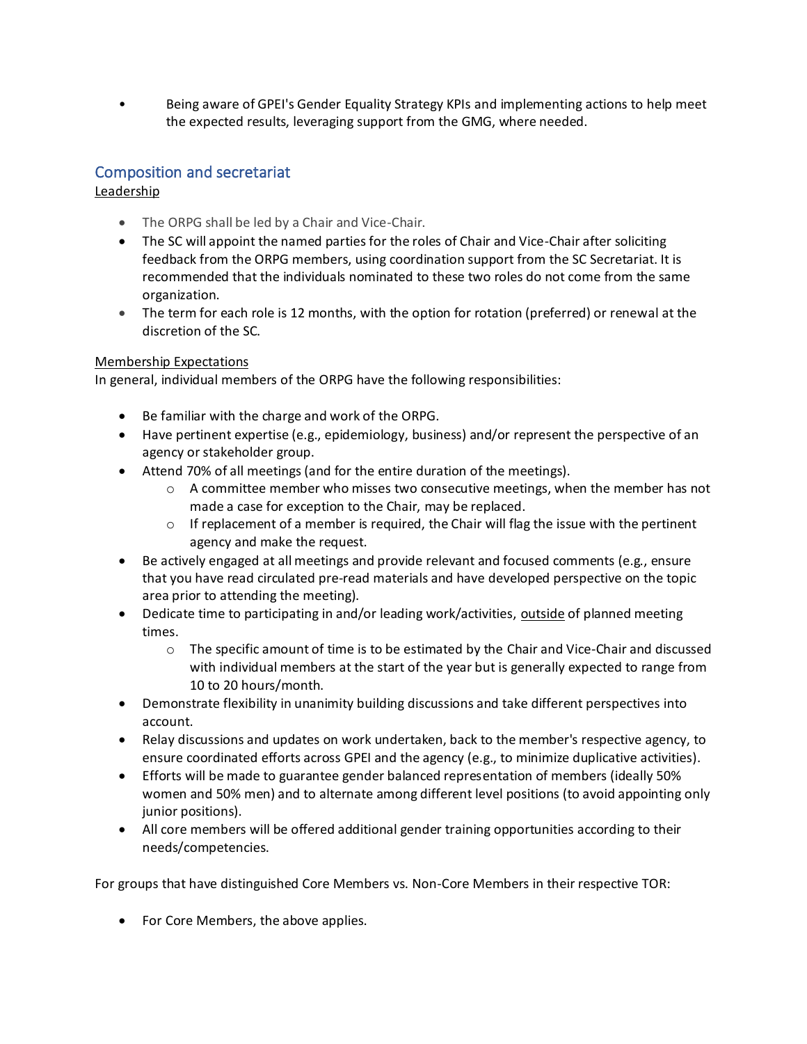- Being aware of GPEI's Gender Equality Strategy KPIs and implementing actions to help meet the expected results, leveraging support from the GMG, where needed.

## Composition and secretariat

Leadership

- The ORPG shall be led by a Chair and Vice-Chair.
- The SC will appoint the named parties for the roles of Chair and Vice-Chair after soliciting feedback from the ORPG members, using coordination support from the SC Secretariat. It is recommended that the individuals nominated to these two roles do not come from the same organization.
- The term for each role is 12 months, with the option for rotation (preferred) or renewal at the discretion of the SC.

Membership Expectations

In general, individual members of the ORPG have the following responsibilities:

- Be familiar with the charge and work of the ORPG.
- Have pertinent expertise (e.g., epidemiology, business) and/or represent the perspective of an agency or stakeholder group.
- Attend 70% of all meetings (and for the entire duration of the meetings).
  - A committee member who misses two consecutive meetings, when the member has not made a case for exception to the Chair, may be replaced.
  - If replacement of a member is required, the Chair will flag the issue with the pertinent agency and make the request.
- Be actively engaged at all meetings and provide relevant and focused comments (e.g., ensure that you have read circulated pre-read materials and have developed perspective on the topic area prior to attending the meeting).
- Dedicate time to participating in and/or leading work/activities, outside of planned meeting times.
  - The specific amount of time is to be estimated by the Chair and Vice-Chair and discussed with individual members at the start of the year but is generally expected to range from 10 to 20 hours/month.
- Demonstrate flexibility in unanimity building discussions and take different perspectives into account.
- Relay discussions and updates on work undertaken, back to the member's respective agency, to ensure coordinated efforts across GPEI and the agency (e.g., to minimize duplicative activities).
- Efforts will be made to guarantee gender balanced representation of members (ideally 50% women and 50% men) and to alternate among different level positions (to avoid appointing only junior positions).
- All core members will be offered additional gender training opportunities according to their needs/competencies.

For groups that have distinguished Core Members vs. Non-Core Members in their respective TOR:

- For Core Members, the above applies.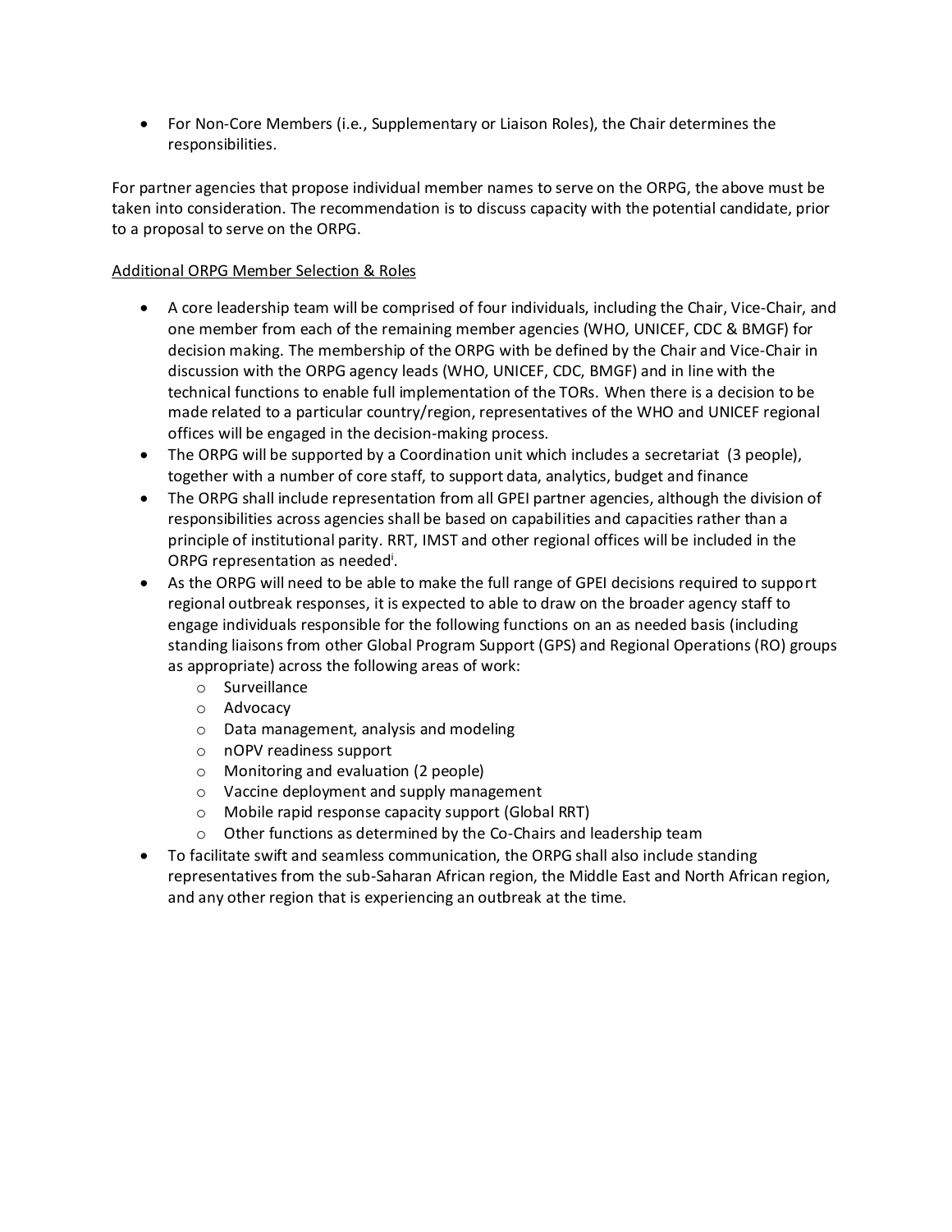- For Non-Core Members (i.e., Supplementary or Liaison Roles), the Chair determines the responsibilities.

For partner agencies that propose individual member names to serve on the ORPG, the above must be taken into consideration. The recommendation is to discuss capacity with the potential candidate, prior to a proposal to serve on the ORPG.

Additional ORPG Member Selection & Roles

- A core leadership team will be comprised of four individuals, including the Chair, Vice-Chair, and one member from each of the remaining member agencies (WHO, UNICEF, CDC & BMGF) for decision making. The membership of the ORPG with be defined by the Chair and Vice-Chair in discussion with the ORPG agency leads (WHO, UNICEF, CDC, BMGF) and in line with the technical functions to enable full implementation of the TORs. When there is a decision to be made related to a particular country/region, representatives of the WHO and UNICEF regional offices will be engaged in the decision-making process.
- The ORPG will be supported by a Coordination unit which includes a secretariat (3 people), together with a number of core staff, to support data, analytics, budget and finance
- The ORPG shall include representation from all GPEI partner agencies, although the division of responsibilities across agencies shall be based on capabilities and capacities rather than a principle of institutional parity. RRT, IMST and other regional offices will be included in the ORPG representation as needed[i].
- As the ORPG will need to be able to make the full range of GPEI decisions required to support regional outbreak responses, it is expected to able to draw on the broader agency staff to engage individuals responsible for the following functions on an as needed basis (including standing liaisons from other Global Program Support (GPS) and Regional Operations (RO) groups as appropriate) across the following areas of work:
  - Surveillance
  - Advocacy
  - Data management, analysis and modeling
  - nOPV readiness support
  - Monitoring and evaluation (2 people)
  - Vaccine deployment and supply management
  - Mobile rapid response capacity support (Global RRT)
  - Other functions as determined by the Co-Chairs and leadership team
- To facilitate swift and seamless communication, the ORPG shall also include standing representatives from the sub-Saharan African region, the Middle East and North African region, and any other region that is experiencing an outbreak at the time.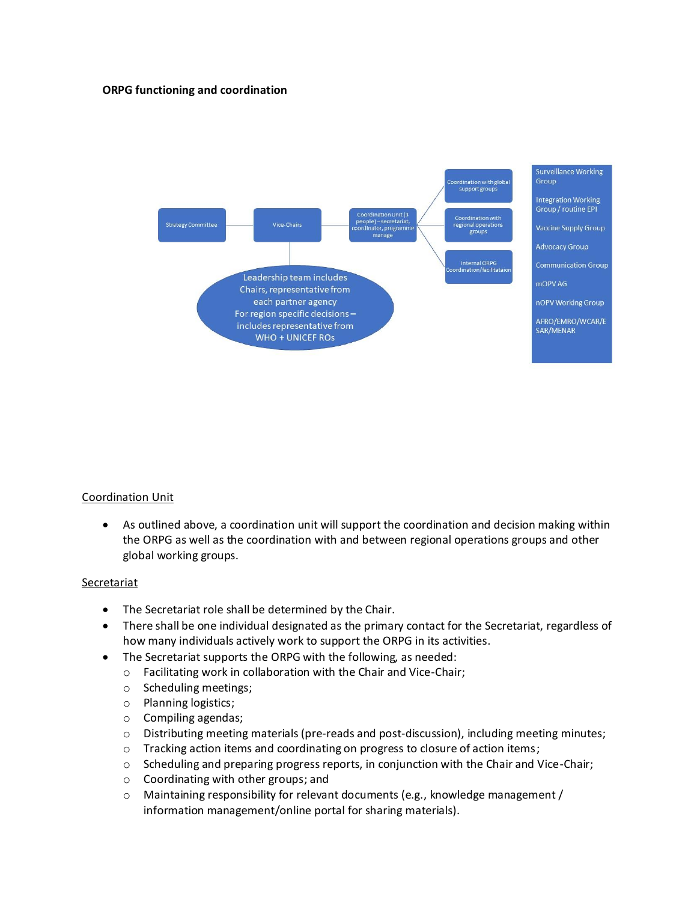**ORPG functioning and coordination**

Strategy Committee

Vice-Chairs

Coordination Unit (3 people) – secretariat, coordinator, programme manage

Coordination with global support groups

Coordination with regional operations groups

Internal ORPG Coordination/facilitataion

Leadership team includes Chairs, representative from each partner agency
For region specific decisions – includes representative from WHO + UNICEF ROs

Surveillance Working Group

Integration Working Group / routine EPI

Vaccine Supply Group

Advocacy Group

Communication Group

mOPV AG

nOPV Working Group

AFRO/EMRO/WCAR/ESAR/MENAR

Coordination Unit

- As outlined above, a coordination unit will support the coordination and decision making within the ORPG as well as the coordination with and between regional operations groups and other global working groups.

Secretariat

- The Secretariat role shall be determined by the Chair.
- There shall be one individual designated as the primary contact for the Secretariat, regardless of how many individuals actively work to support the ORPG in its activities.
- The Secretariat supports the ORPG with the following, as needed:
  - Facilitating work in collaboration with the Chair and Vice-Chair;
  - Scheduling meetings;
  - Planning logistics;
  - Compiling agendas;
  - Distributing meeting materials (pre-reads and post-discussion), including meeting minutes;
  - Tracking action items and coordinating on progress to closure of action items;
  - Scheduling and preparing progress reports, in conjunction with the Chair and Vice-Chair;
  - Coordinating with other groups; and
  - Maintaining responsibility for relevant documents (e.g., knowledge management / information management/online portal for sharing materials).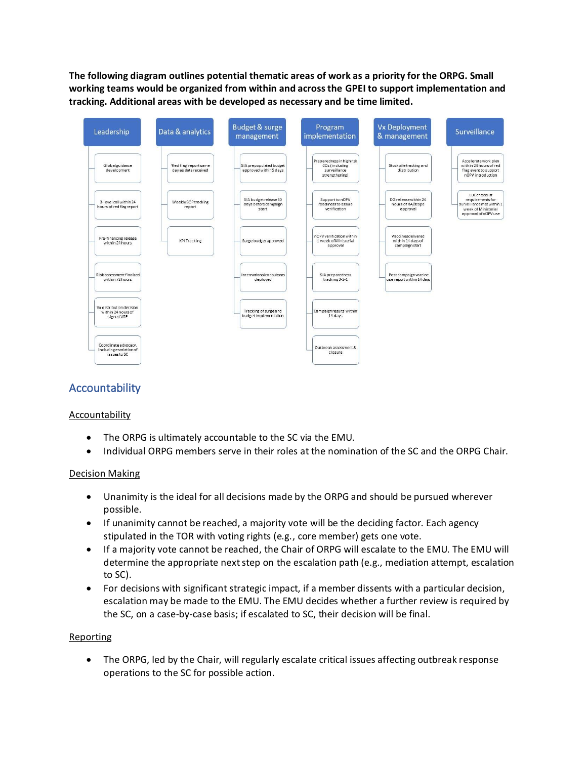**The following diagram outlines potential thematic areas of work as a priority for the ORPG. Small working teams would be organized from within and across the GPEI to support implementation and tracking. Additional areas with be developed as necessary and be time limited.**

| Leadership | Data & analytics | Budget & surge management | Program implementation | Vx Deployment & management | Surveillance |
|---|---|---|---|---|---|
| Global guidance development | 'Red flag' report same day as data received | SIA prepopulated budget approved within 5 days | Preparedness in high risk COs (including surveillance strengthening) | Stockpile tracking and distribution | Accelerate work plan within 24 hours of red flag event to support nOPV introduction |
| 3-level call within 24 hours of red flag report | Weekly SOP tracking report | SIA budget release 30 days before campaign start | Support to nOPV readiness to assure verification | DG release within 24 hours of RA/scope approval | EUL checklist requirements for surveillance met within 1 week of Ministerial approval of nOPV use |
| Pre-financing release within 24 hours | KPI Tracking | Surge budget approved | nOPV verification within 1 week of Ministerial approval | Vaccines delivered within 14 days of campaign start | |
| Risk assessment finalized within 72 hours | | International consultants deployed | SIA preparedness tracking 3-2-1 | Post campaign vaccine use report within 14 days | |
| Vx distribution decision within 24 hours of signed VRF | | Tracking of surge and budget implementation | Campaign results within 14 days | | |
| Coordinate advocacy, including escalation of issues to SC | | | Outbreak assessment & closure | | |

## Accountability

### Accountability

- The ORPG is ultimately accountable to the SC via the EMU.
- Individual ORPG members serve in their roles at the nomination of the SC and the ORPG Chair.

### Decision Making

- Unanimity is the ideal for all decisions made by the ORPG and should be pursued wherever possible.
- If unanimity cannot be reached, a majority vote will be the deciding factor. Each agency stipulated in the TOR with voting rights (e.g., core member) gets one vote.
- If a majority vote cannot be reached, the Chair of ORPG will escalate to the EMU. The EMU will determine the appropriate next step on the escalation path (e.g., mediation attempt, escalation to SC).
- For decisions with significant strategic impact, if a member dissents with a particular decision, escalation may be made to the EMU. The EMU decides whether a further review is required by the SC, on a case-by-case basis; if escalated to SC, their decision will be final.

### Reporting

- The ORPG, led by the Chair, will regularly escalate critical issues affecting outbreak response operations to the SC for possible action.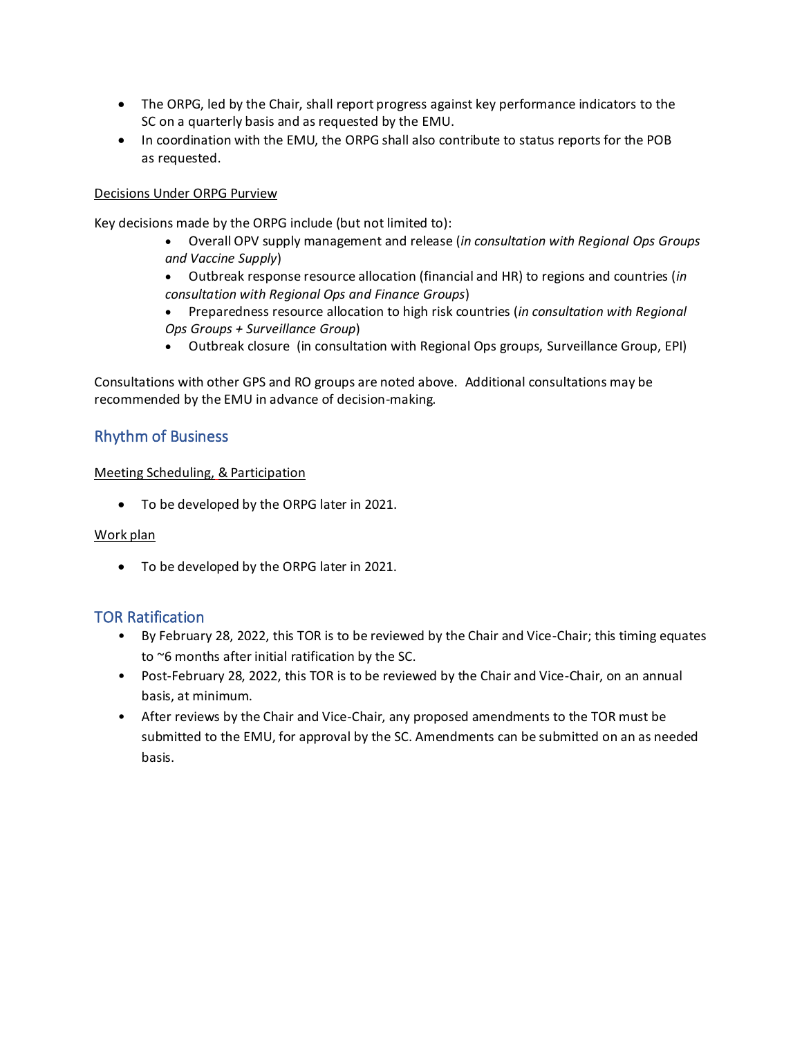- The ORPG, led by the Chair, shall report progress against key performance indicators to the SC on a quarterly basis and as requested by the EMU.
- In coordination with the EMU, the ORPG shall also contribute to status reports for the POB as requested.

<u>Decisions Under ORPG Purview</u>

Key decisions made by the ORPG include (but not limited to):

- Overall OPV supply management and release (*in consultation with Regional Ops Groups and Vaccine Supply*)
- Outbreak response resource allocation (financial and HR) to regions and countries (*in consultation with Regional Ops and Finance Groups*)
- Preparedness resource allocation to high risk countries (*in consultation with Regional Ops Groups + Surveillance Group*)
- Outbreak closure (in consultation with Regional Ops groups, Surveillance Group, EPI)

Consultations with other GPS and RO groups are noted above. Additional consultations may be recommended by the EMU in advance of decision-making.

## Rhythm of Business

<u>Meeting Scheduling, & Participation</u>

- To be developed by the ORPG later in 2021.

<u>Work plan</u>

- To be developed by the ORPG later in 2021.

## TOR Ratification

- By February 28, 2022, this TOR is to be reviewed by the Chair and Vice-Chair; this timing equates to ~6 months after initial ratification by the SC.
- Post-February 28, 2022, this TOR is to be reviewed by the Chair and Vice-Chair, on an annual basis, at minimum.
- After reviews by the Chair and Vice-Chair, any proposed amendments to the TOR must be submitted to the EMU, for approval by the SC. Amendments can be submitted on an as needed basis.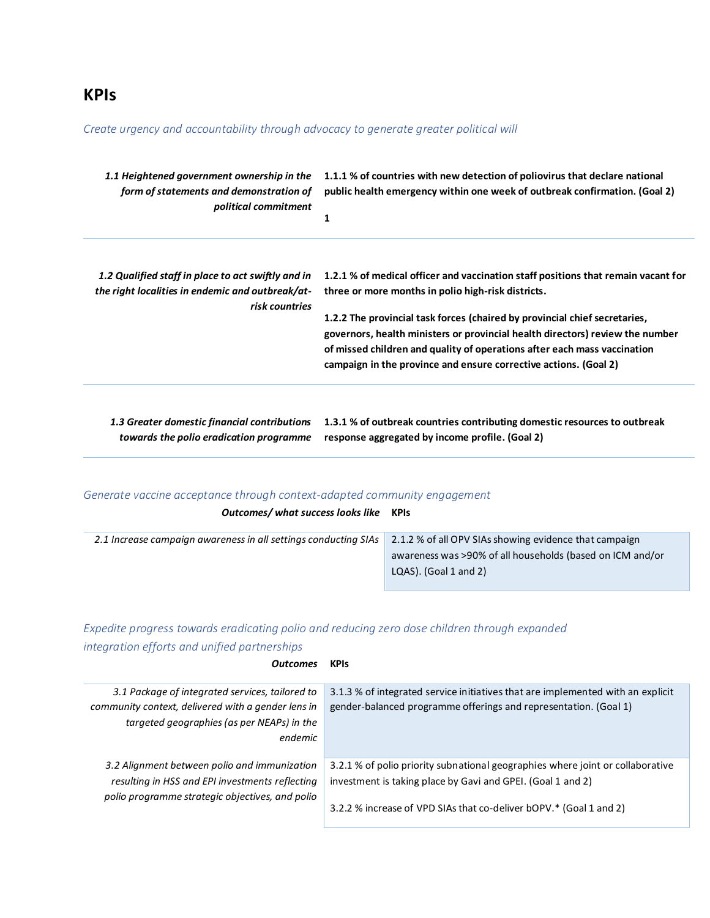# KPIs

*Create urgency and accountability through advocacy to generate greater political will*

| | |
|---|---|
| ***1.1 Heightened government ownership in the form of statements and demonstration of political commitment*** | **1.1.1 % of countries with new detection of poliovirus that declare national public health emergency within one week of outbreak confirmation. (Goal 2)**<br><br>**1** |
| ***1.2 Qualified staff in place to act swiftly and in the right localities in endemic and outbreak/at-risk countries*** | **1.2.1 % of medical officer and vaccination staff positions that remain vacant for three or more months in polio high-risk districts.**<br><br>**1.2.2 The provincial task forces (chaired by provincial chief secretaries, governors, health ministers or provincial health directors) review the number of missed children and quality of operations after each mass vaccination campaign in the province and ensure corrective actions. (Goal 2)** |
| ***1.3 Greater domestic financial contributions towards the polio eradication programme*** | **1.3.1 % of outbreak countries contributing domestic resources to outbreak response aggregated by income profile. (Goal 2)** |

*Generate vaccine acceptance through context-adapted community engagement*

| ***Outcomes/ what success looks like*** | **KPIs** |
|---|---|
| *2.1 Increase campaign awareness in all settings conducting SIAs* | 2.1.2 % of all OPV SIAs showing evidence that campaign awareness was >90% of all households (based on ICM and/or LQAS). (Goal 1 and 2) |

*Expedite progress towards eradicating polio and reducing zero dose children through expanded integration efforts and unified partnerships*

| ***Outcomes*** | **KPIs** |
|---|---|
| *3.1 Package of integrated services, tailored to community context, delivered with a gender lens in targeted geographies (as per NEAPs) in the endemic* | 3.1.3 % of integrated service initiatives that are implemented with an explicit gender-balanced programme offerings and representation. (Goal 1) |
| *3.2 Alignment between polio and immunization resulting in HSS and EPI investments reflecting polio programme strategic objectives, and polio* | 3.2.1 % of polio priority subnational geographies where joint or collaborative investment is taking place by Gavi and GPEI. (Goal 1 and 2)<br><br>3.2.2 % increase of VPD SIAs that co-deliver bOPV.* (Goal 1 and 2) |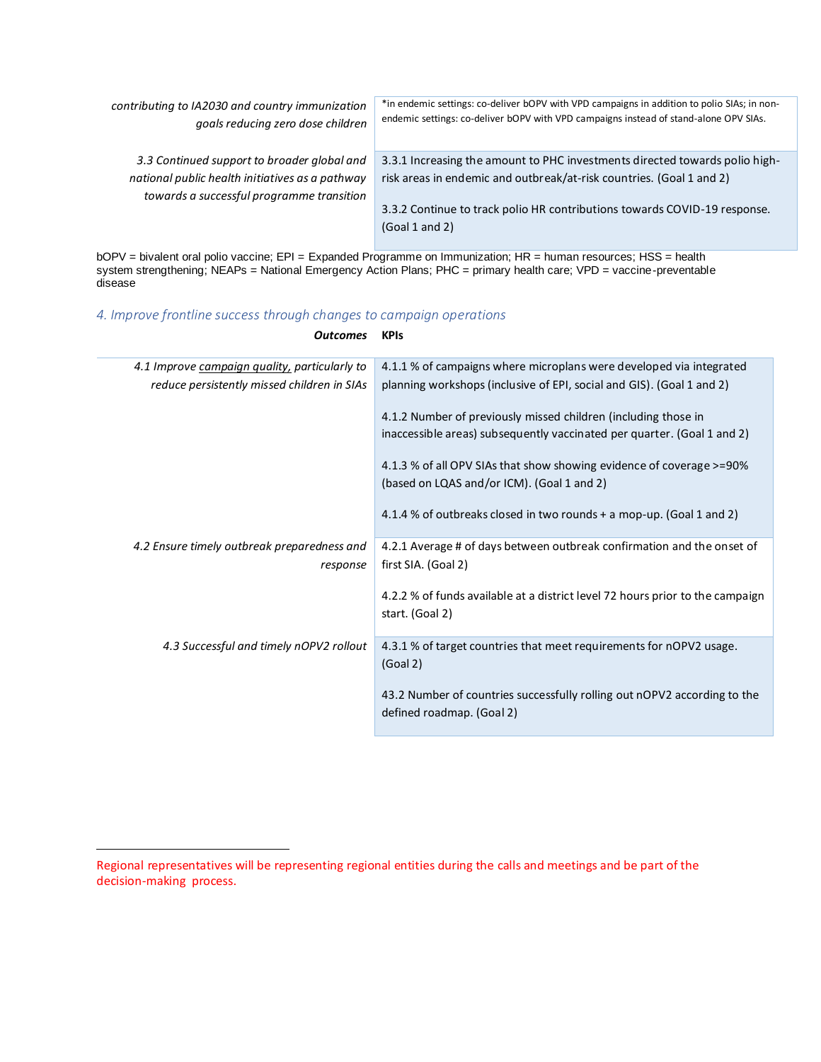| | |
|---|---|
| *contributing to IA2030 and country immunization goals reducing zero dose children* | *in endemic settings: co-deliver bOPV with VPD campaigns in addition to polio SIAs; in non-endemic settings: co-deliver bOPV with VPD campaigns instead of stand-alone OPV SIAs. |
| *3.3 Continued support to broader global and national public health initiatives as a pathway towards a successful programme transition* | 3.3.1 Increasing the amount to PHC investments directed towards polio high-risk areas in endemic and outbreak/at-risk countries. (Goal 1 and 2)<br><br>3.3.2 Continue to track polio HR contributions towards COVID-19 response. (Goal 1 and 2) |

bOPV = bivalent oral polio vaccine; EPI = Expanded Programme on Immunization; HR = human resources; HSS = health system strengthening; NEAPs = National Emergency Action Plans; PHC = primary health care; VPD = vaccine-preventable disease

## *4. Improve frontline success through changes to campaign operations*

| ***Outcomes*** | **KPIs** |
|---|---|
| *4.1 Improve campaign quality, particularly to reduce persistently missed children in SIAs* | 4.1.1 % of campaigns where microplans were developed via integrated planning workshops (inclusive of EPI, social and GIS). (Goal 1 and 2)<br><br>4.1.2 Number of previously missed children (including those in inaccessible areas) subsequently vaccinated per quarter. (Goal 1 and 2)<br><br>4.1.3 % of all OPV SIAs that show showing evidence of coverage >=90% (based on LQAS and/or ICM). (Goal 1 and 2)<br><br>4.1.4 % of outbreaks closed in two rounds + a mop-up. (Goal 1 and 2) |
| *4.2 Ensure timely outbreak preparedness and response* | 4.2.1 Average # of days between outbreak confirmation and the onset of first SIA. (Goal 2)<br><br>4.2.2 % of funds available at a district level 72 hours prior to the campaign start. (Goal 2) |
| *4.3 Successful and timely nOPV2 rollout* | 4.3.1 % of target countries that meet requirements for nOPV2 usage. (Goal 2)<br><br>43.2 Number of countries successfully rolling out nOPV2 according to the defined roadmap. (Goal 2) |

---

Regional representatives will be representing regional entities during the calls and meetings and be part of the decision-making process.